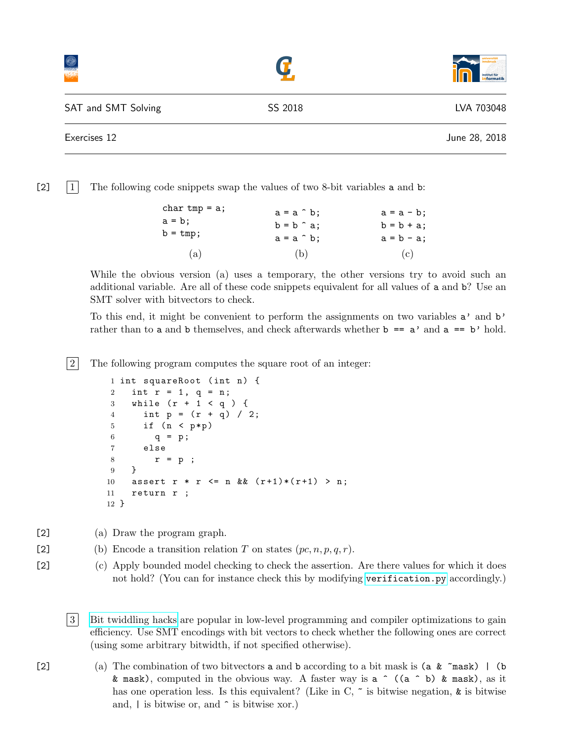SAT and SMT Solving — SS 2018 — LVA 703048

Exercises 12 — June 28, 2018

---

[2] **1** The following code snippets swap the values of two 8-bit variables `a` and `b`:

```
char tmp = a;
a = b;
b = tmp;
```
(a)

```
a = a ^ b;
b = b ^ a;
a = a ^ b;
```
(b)

```
a = a - b;
b = b + a;
a = b - a;
```
(c)

While the obvious version (a) uses a temporary, the other versions try to avoid such an additional variable. Are all of these code snippets equivalent for all values of `a` and `b`? Use an SMT solver with bitvectors to check.

To this end, it might be convenient to perform the assignments on two variables `a'` and `b'` rather than to `a` and `b` themselves, and check afterwards whether `b == a'` and `a == b'` hold.

**2** The following program computes the square root of an integer:

```
1  int squareRoot (int n) {
2    int r = 1, q = n;
3    while (r + 1 < q ) {
4      int p = (r + q) / 2;
5      if (n < p*p)
6        q = p;
7      else
8        r = p ;
9    }
10   assert r * r <= n && (r+1)*(r+1) > n;
11   return r ;
12 }
```

[2] (a) Draw the program graph.

[2] (b) Encode a transition relation $T$ on states $(pc, n, p, q, r)$.

[2] (c) Apply bounded model checking to check the assertion. Are there values for which it does not hold? (You can for instance check this by modifying `verification.py` accordingly.)

**3** Bit twiddling hacks are popular in low-level programming and compiler optimizations to gain efficiency. Use SMT encodings with bit vectors to check whether the following ones are correct (using some arbitrary bitwidth, if not specified otherwise).

[2] (a) The combination of two bitvectors `a` and `b` according to a bit mask is `(a & ~mask) | (b & mask)`, computed in the obvious way. A faster way is `a ^ ((a ^ b) & mask)`, as it has one operation less. Is this equivalent? (Like in C, `~` is bitwise negation, `&` is bitwise and, `|` is bitwise or, and `^` is bitwise xor.)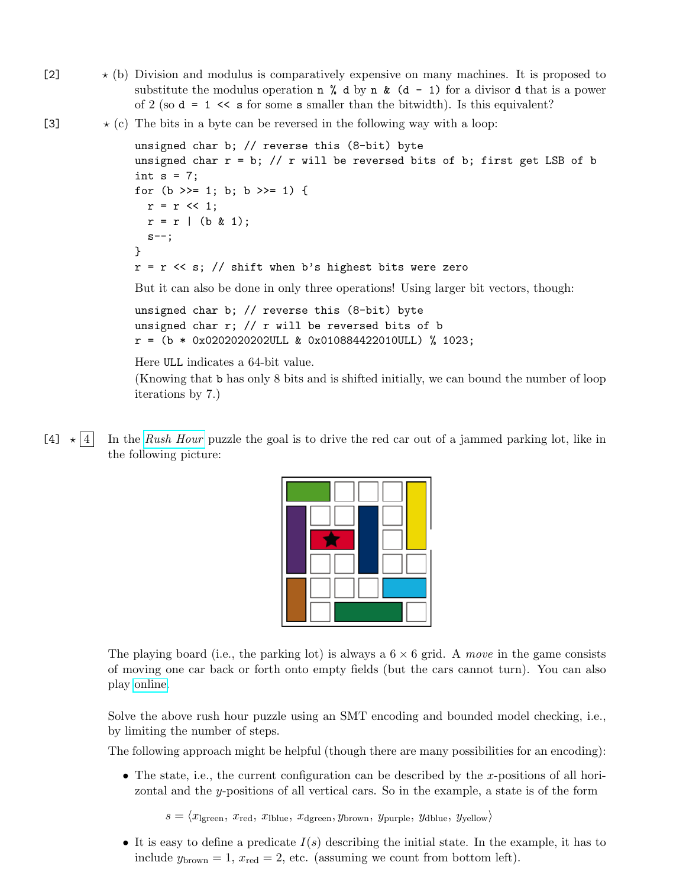[2] ⋆ (b) Division and modulus is comparatively expensive on many machines. It is proposed to substitute the modulus operation `n % d` by `n & (d - 1)` for a divisor `d` that is a power of 2 (so `d = 1 << s` for some `s` smaller than the bitwidth). Is this equivalent?

[3] ⋆ (c) The bits in a byte can be reversed in the following way with a loop:

```
unsigned char b; // reverse this (8-bit) byte
unsigned char r = b; // r will be reversed bits of b; first get LSB of b
int s = 7;
for (b >>= 1; b; b >>= 1) {
  r = r << 1;
  r = r | (b & 1);
  s--;
}
r = r << s; // shift when b's highest bits were zero
```

But it can also be done in only three operations! Using larger bit vectors, though:

```
unsigned char b; // reverse this (8-bit) byte
unsigned char r; // r will be reversed bits of b
r = (b * 0x0202020202ULL & 0x010884422010ULL) % 1023;
```

Here `ULL` indicates a 64-bit value.

(Knowing that `b` has only 8 bits and is shifted initially, we can bound the number of loop iterations by 7.)

[4] ⋆ 4 In the *Rush Hour* puzzle the goal is to drive the red car out of a jammed parking lot, like in the following picture:

The playing board (i.e., the parking lot) is always a 6 × 6 grid. A *move* in the game consists of moving one car back or forth onto empty fields (but the cars cannot turn). You can also play online.

Solve the above rush hour puzzle using an SMT encoding and bounded model checking, i.e., by limiting the number of steps.

The following approach might be helpful (though there are many possibilities for an encoding):

- The state, i.e., the current configuration can be described by the $x$-positions of all horizontal and the $y$-positions of all vertical cars. So in the example, a state is of the form

$$s = \langle x_{\text{lgreen}}, x_{\text{red}}, x_{\text{lblue}}, x_{\text{dgreen}}, y_{\text{brown}}, y_{\text{purple}}, y_{\text{dblue}}, y_{\text{yellow}} \rangle$$

- It is easy to define a predicate $I(s)$ describing the initial state. In the example, it has to include $y_{\text{brown}} = 1$, $x_{\text{red}} = 2$, etc. (assuming we count from bottom left).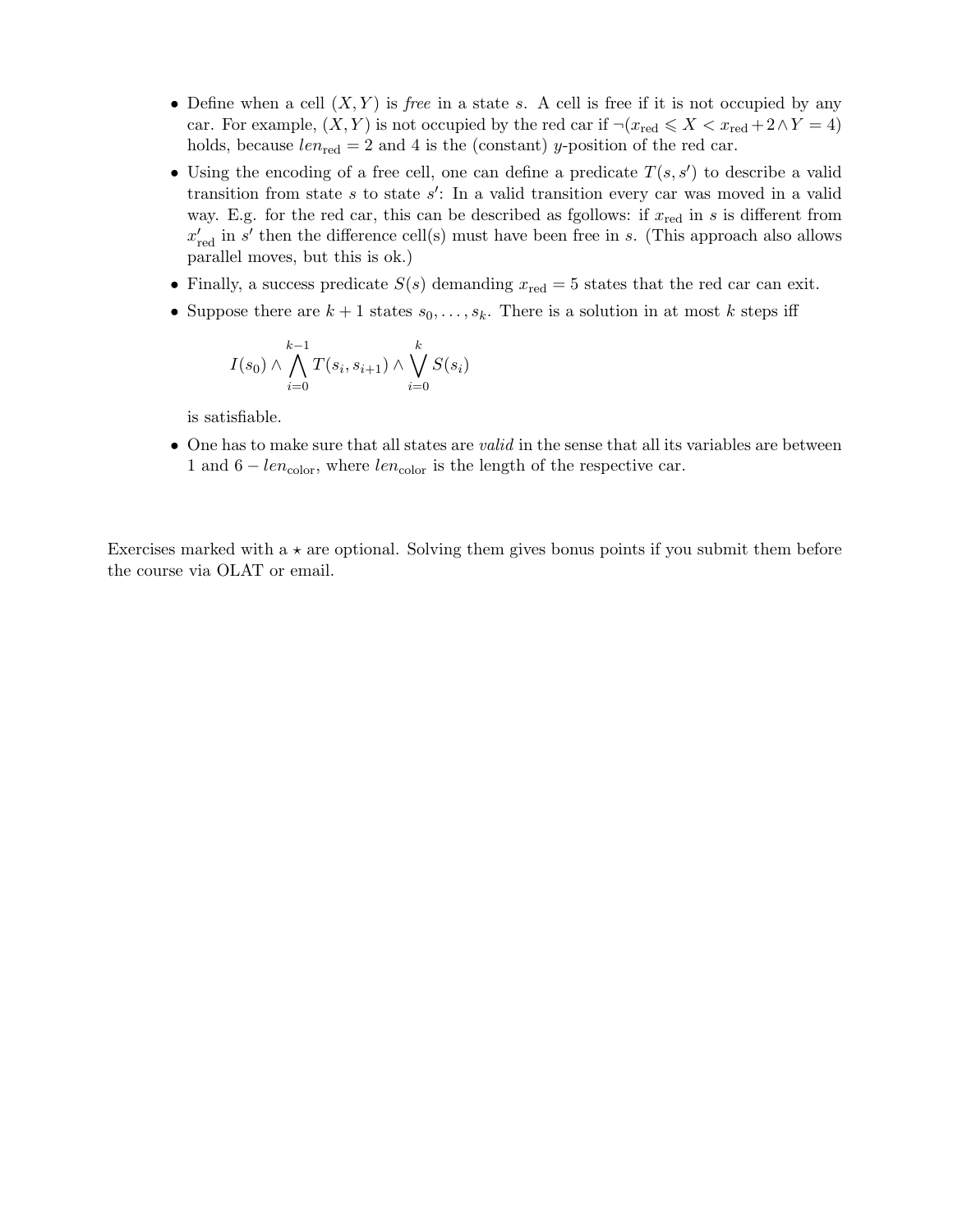- Define when a cell $(X, Y)$ is *free* in a state $s$. A cell is free if it is not occupied by any car. For example, $(X, Y)$ is not occupied by the red car if $\neg(x_{\text{red}} \leqslant X < x_{\text{red}} + 2 \wedge Y = 4)$ holds, because $len_{\text{red}} = 2$ and 4 is the (constant) $y$-position of the red car.
- Using the encoding of a free cell, one can define a predicate $T(s, s')$ to describe a valid transition from state $s$ to state $s'$: In a valid transition every car was moved in a valid way. E.g. for the red car, this can be described as fgollows: if $x_{\text{red}}$ in $s$ is different from $x'_{\text{red}}$ in $s'$ then the difference cell(s) must have been free in $s$. (This approach also allows parallel moves, but this is ok.)
- Finally, a success predicate $S(s)$ demanding $x_{\text{red}} = 5$ states that the red car can exit.
- Suppose there are $k + 1$ states $s_0, \ldots, s_k$. There is a solution in at most $k$ steps iff

  $$I(s_0) \wedge \bigwedge_{i=0}^{k-1} T(s_i, s_{i+1}) \wedge \bigvee_{i=0}^{k} S(s_i)$$

  is satisfiable.
- One has to make sure that all states are *valid* in the sense that all its variables are between 1 and $6 - len_{\text{color}}$, where $len_{\text{color}}$ is the length of the respective car.

Exercises marked with a $\star$ are optional. Solving them gives bonus points if you submit them before the course via OLAT or email.